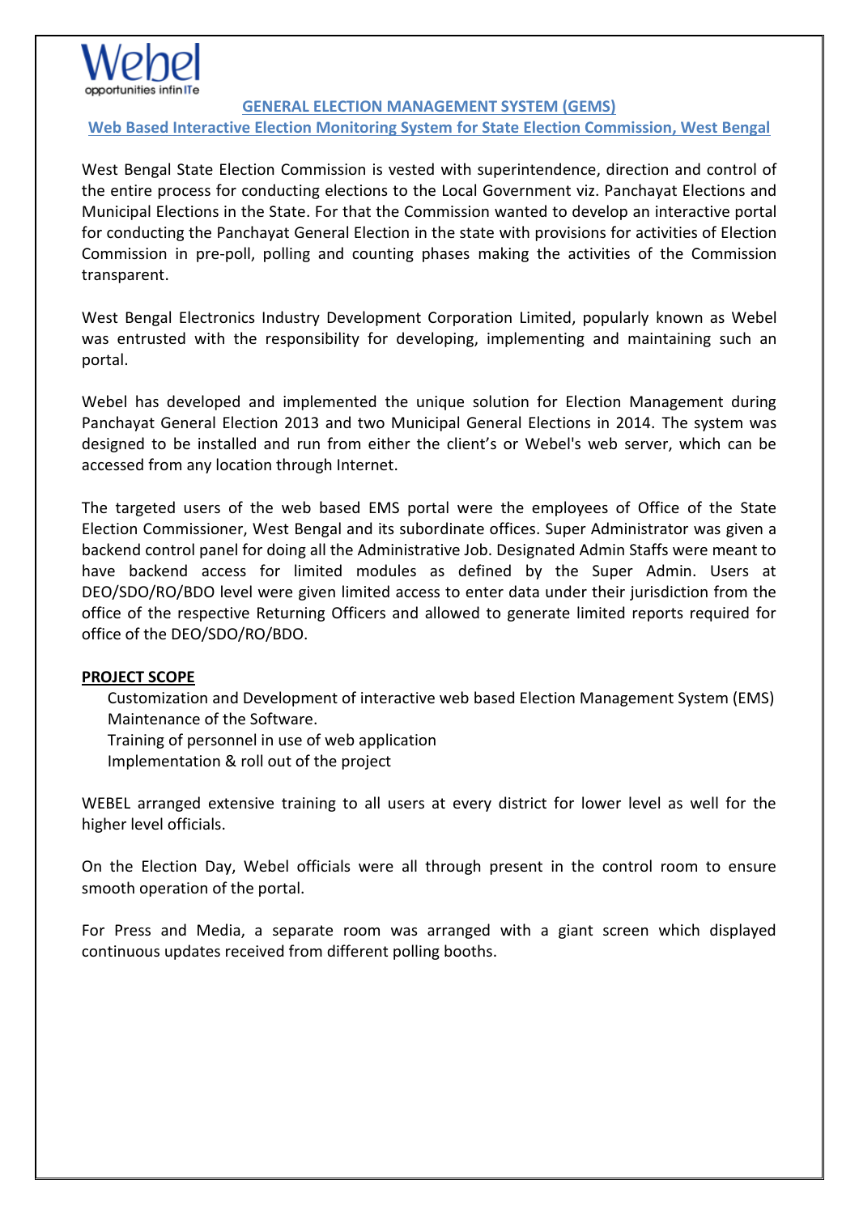Webel
opportunities infinITe

## GENERAL ELECTION MANAGEMENT SYSTEM (GEMS)

### Web Based Interactive Election Monitoring System for State Election Commission, West Bengal

West Bengal State Election Commission is vested with superintendence, direction and control of the entire process for conducting elections to the Local Government viz. Panchayat Elections and Municipal Elections in the State. For that the Commission wanted to develop an interactive portal for conducting the Panchayat General Election in the state with provisions for activities of Election Commission in pre-poll, polling and counting phases making the activities of the Commission transparent.

West Bengal Electronics Industry Development Corporation Limited, popularly known as Webel was entrusted with the responsibility for developing, implementing and maintaining such an portal.

Webel has developed and implemented the unique solution for Election Management during Panchayat General Election 2013 and two Municipal General Elections in 2014. The system was designed to be installed and run from either the client's or Webel's web server, which can be accessed from any location through Internet.

The targeted users of the web based EMS portal were the employees of Office of the State Election Commissioner, West Bengal and its subordinate offices. Super Administrator was given a backend control panel for doing all the Administrative Job. Designated Admin Staffs were meant to have backend access for limited modules as defined by the Super Admin. Users at DEO/SDO/RO/BDO level were given limited access to enter data under their jurisdiction from the office of the respective Returning Officers and allowed to generate limited reports required for office of the DEO/SDO/RO/BDO.

**PROJECT SCOPE**

- Customization and Development of interactive web based Election Management System (EMS)
- Maintenance of the Software.
- Training of personnel in use of web application
- Implementation & roll out of the project

WEBEL arranged extensive training to all users at every district for lower level as well for the higher level officials.

On the Election Day, Webel officials were all through present in the control room to ensure smooth operation of the portal.

For Press and Media, a separate room was arranged with a giant screen which displayed continuous updates received from different polling booths.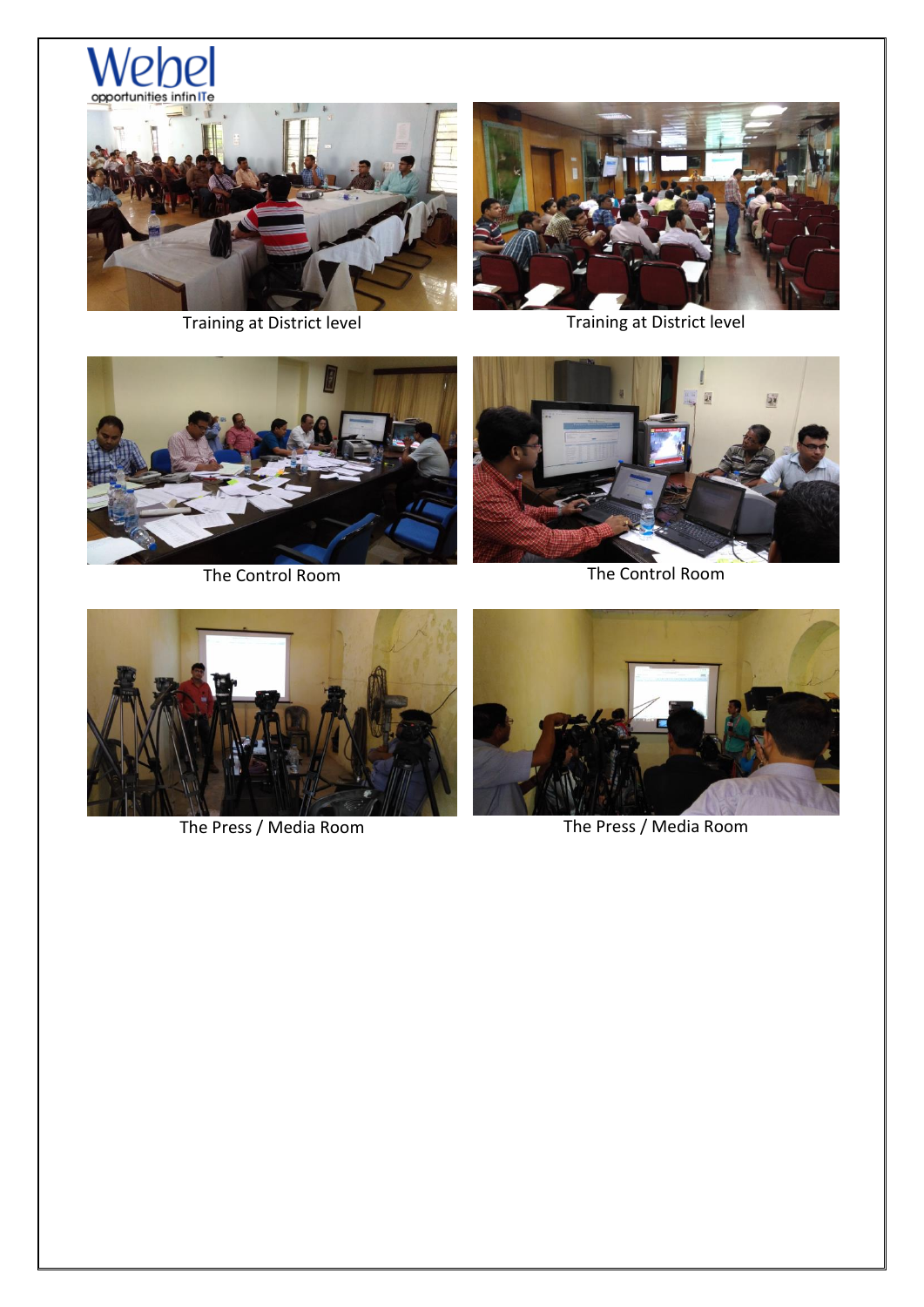Training at District level

Training at District level

The Control Room

The Control Room

The Press / Media Room

The Press / Media Room